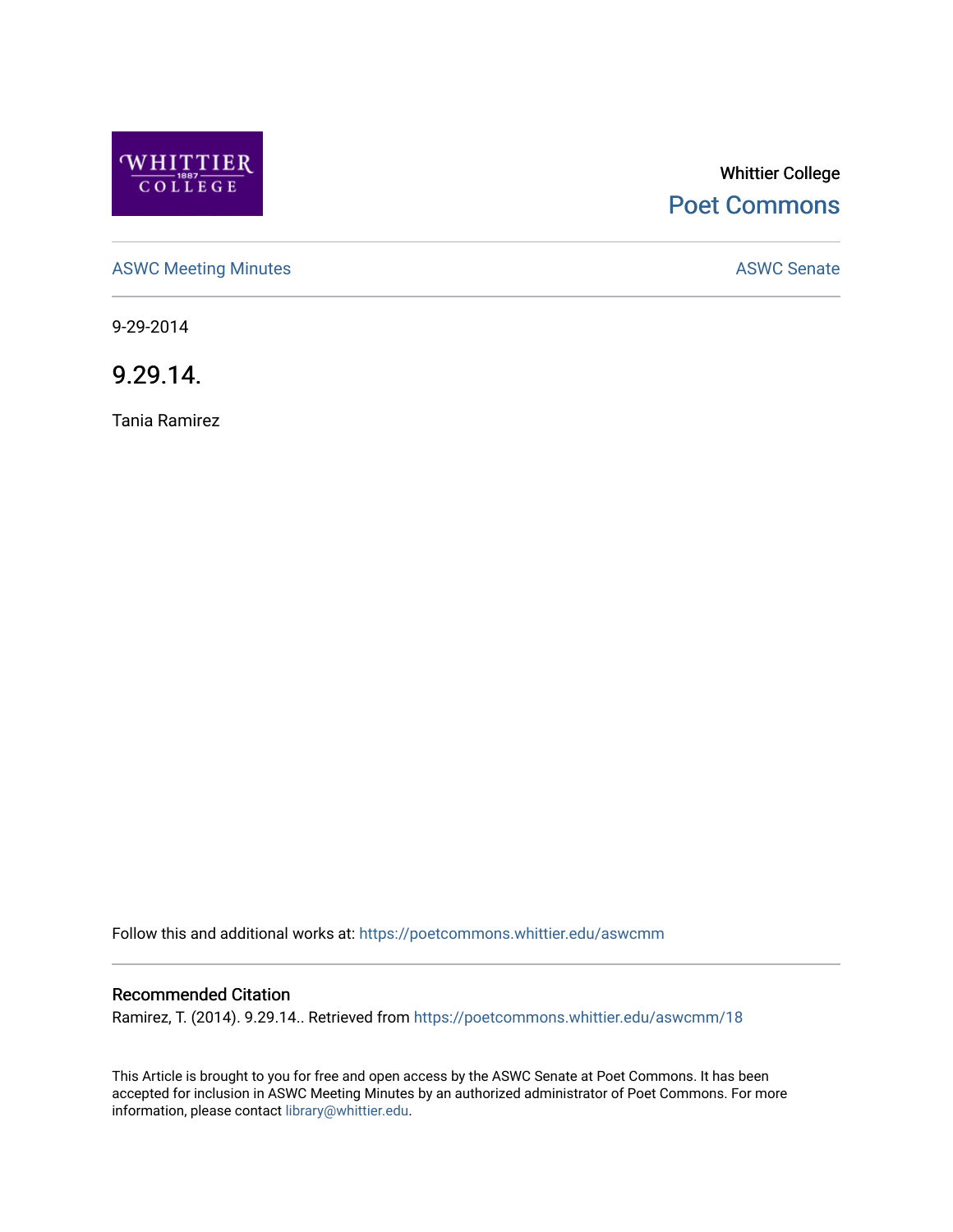Whittier College

Poet Commons

ASWC Meeting Minutes

ASWC Senate

9-29-2014

# 9.29.14.

Tania Ramirez

Follow this and additional works at: https://poetcommons.whittier.edu/aswcmm

## Recommended Citation

Ramirez, T. (2014). 9.29.14.. Retrieved from https://poetcommons.whittier.edu/aswcmm/18

This Article is brought to you for free and open access by the ASWC Senate at Poet Commons. It has been accepted for inclusion in ASWC Meeting Minutes by an authorized administrator of Poet Commons. For more information, please contact library@whittier.edu.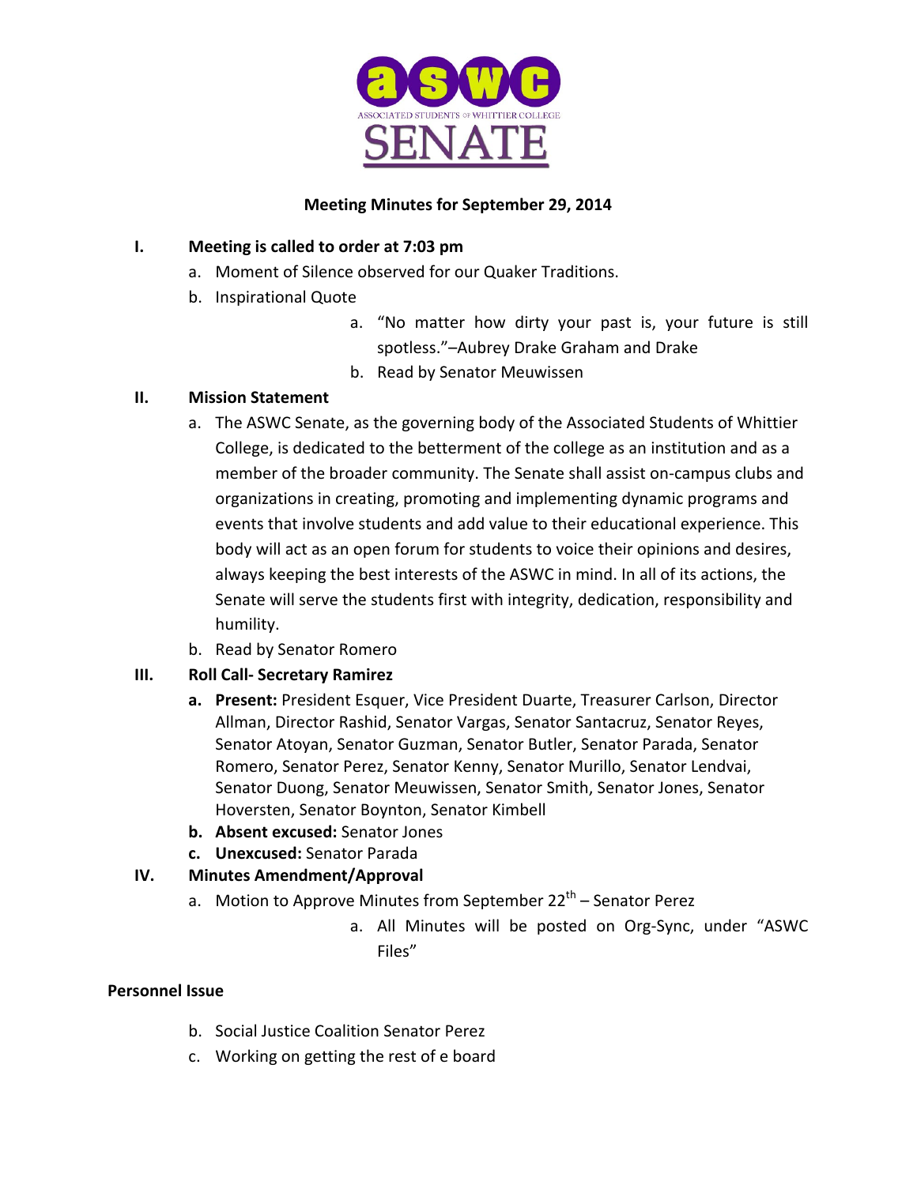ASWC ASSOCIATED STUDENTS OF WHITTIER COLLEGE SENATE

**Meeting Minutes for September 29, 2014**

I. **Meeting is called to order at 7:03 pm**
   a. Moment of Silence observed for our Quaker Traditions.
   b. Inspirational Quote
      a. "No matter how dirty your past is, your future is still spotless."–Aubrey Drake Graham and Drake
      b. Read by Senator Meuwissen

II. **Mission Statement**
   a. The ASWC Senate, as the governing body of the Associated Students of Whittier College, is dedicated to the betterment of the college as an institution and as a member of the broader community. The Senate shall assist on-campus clubs and organizations in creating, promoting and implementing dynamic programs and events that involve students and add value to their educational experience. This body will act as an open forum for students to voice their opinions and desires, always keeping the best interests of the ASWC in mind. In all of its actions, the Senate will serve the students first with integrity, dedication, responsibility and humility.
   b. Read by Senator Romero

III. **Roll Call- Secretary Ramirez**
   a. **Present:** President Esquer, Vice President Duarte, Treasurer Carlson, Director Allman, Director Rashid, Senator Vargas, Senator Santacruz, Senator Reyes, Senator Atoyan, Senator Guzman, Senator Butler, Senator Parada, Senator Romero, Senator Perez, Senator Kenny, Senator Murillo, Senator Lendvai, Senator Duong, Senator Meuwissen, Senator Smith, Senator Jones, Senator Hoversten, Senator Boynton, Senator Kimbell
   b. **Absent excused:** Senator Jones
   c. **Unexcused:** Senator Parada

IV. **Minutes Amendment/Approval**
   a. Motion to Approve Minutes from September 22nd – Senator Perez
      a. All Minutes will be posted on Org-Sync, under "ASWC Files"

**Personnel Issue**

   b. Social Justice Coalition Senator Perez
   c. Working on getting the rest of e board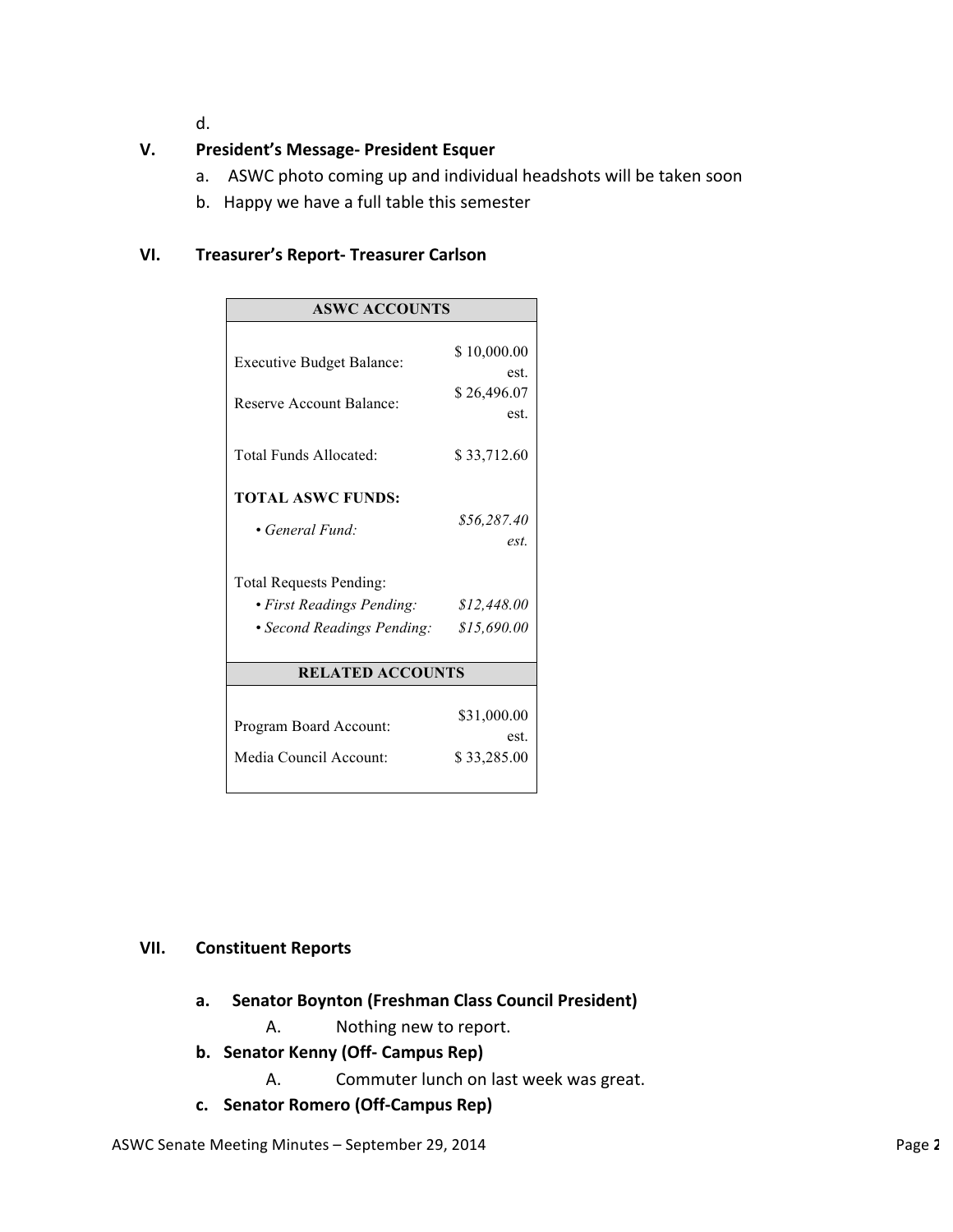d.

## V. President's Message- President Esquer

a. ASWC photo coming up and individual headshots will be taken soon

b. Happy we have a full table this semester

## VI. Treasurer's Report- Treasurer Carlson

| ASWC ACCOUNTS | |
|---|---|
| Executive Budget Balance: | $ 10,000.00 est. |
| Reserve Account Balance: | $ 26,496.07 est. |
| Total Funds Allocated: | $ 33,712.60 |
| **TOTAL ASWC FUNDS:** | |
| • *General Fund:* | *$56,287.40 est.* |
| Total Requests Pending: | |
| • *First Readings Pending:* | *$12,448.00* |
| • *Second Readings Pending:* | *$15,690.00* |
| **RELATED ACCOUNTS** | |
| Program Board Account: | $31,000.00 est. |
| Media Council Account: | $ 33,285.00 |

## VII. Constituent Reports

**a. Senator Boynton (Freshman Class Council President)**

A. Nothing new to report.

**b. Senator Kenny (Off- Campus Rep)**

A. Commuter lunch on last week was great.

**c. Senator Romero (Off-Campus Rep)**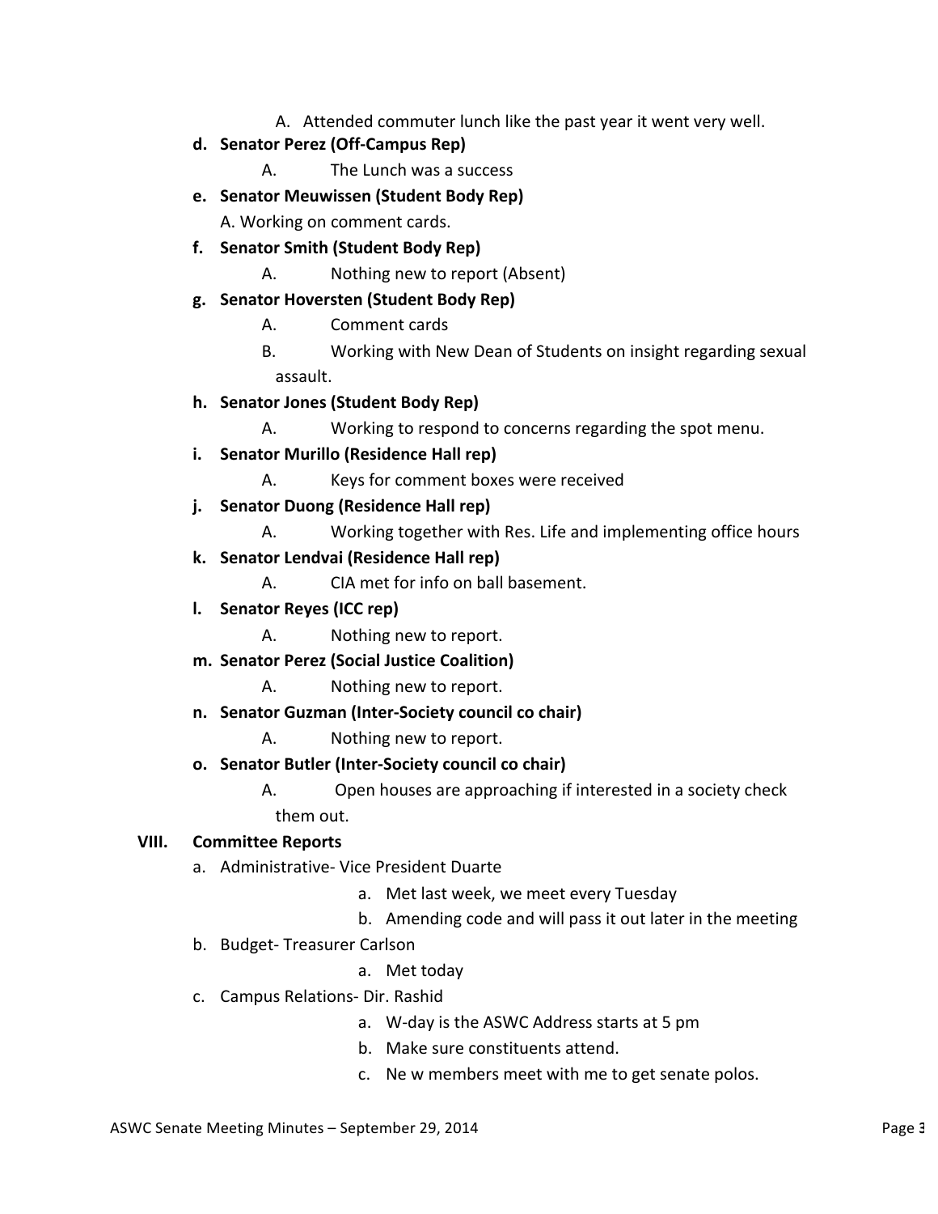A. Attended commuter lunch like the past year it went very well.

d. **Senator Perez (Off-Campus Rep)**
   A. The Lunch was a success

e. **Senator Meuwissen (Student Body Rep)**
   A. Working on comment cards.

f. **Senator Smith (Student Body Rep)**
   A. Nothing new to report (Absent)

g. **Senator Hoversten (Student Body Rep)**
   A. Comment cards
   B. Working with New Dean of Students on insight regarding sexual assault.

h. **Senator Jones (Student Body Rep)**
   A. Working to respond to concerns regarding the spot menu.

i. **Senator Murillo (Residence Hall rep)**
   A. Keys for comment boxes were received

j. **Senator Duong (Residence Hall rep)**
   A. Working together with Res. Life and implementing office hours

k. **Senator Lendvai (Residence Hall rep)**
   A. CIA met for info on ball basement.

l. **Senator Reyes (ICC rep)**
   A. Nothing new to report.

m. **Senator Perez (Social Justice Coalition)**
   A. Nothing new to report.

n. **Senator Guzman (Inter-Society council co chair)**
   A. Nothing new to report.

o. **Senator Butler (Inter-Society council co chair)**
   A. Open houses are approaching if interested in a society check them out.

**VIII. Committee Reports**

a. Administrative- Vice President Duarte
   a. Met last week, we meet every Tuesday
   b. Amending code and will pass it out later in the meeting

b. Budget- Treasurer Carlson
   a. Met today

c. Campus Relations- Dir. Rashid
   a. W-day is the ASWC Address starts at 5 pm
   b. Make sure constituents attend.
   c. Ne w members meet with me to get senate polos.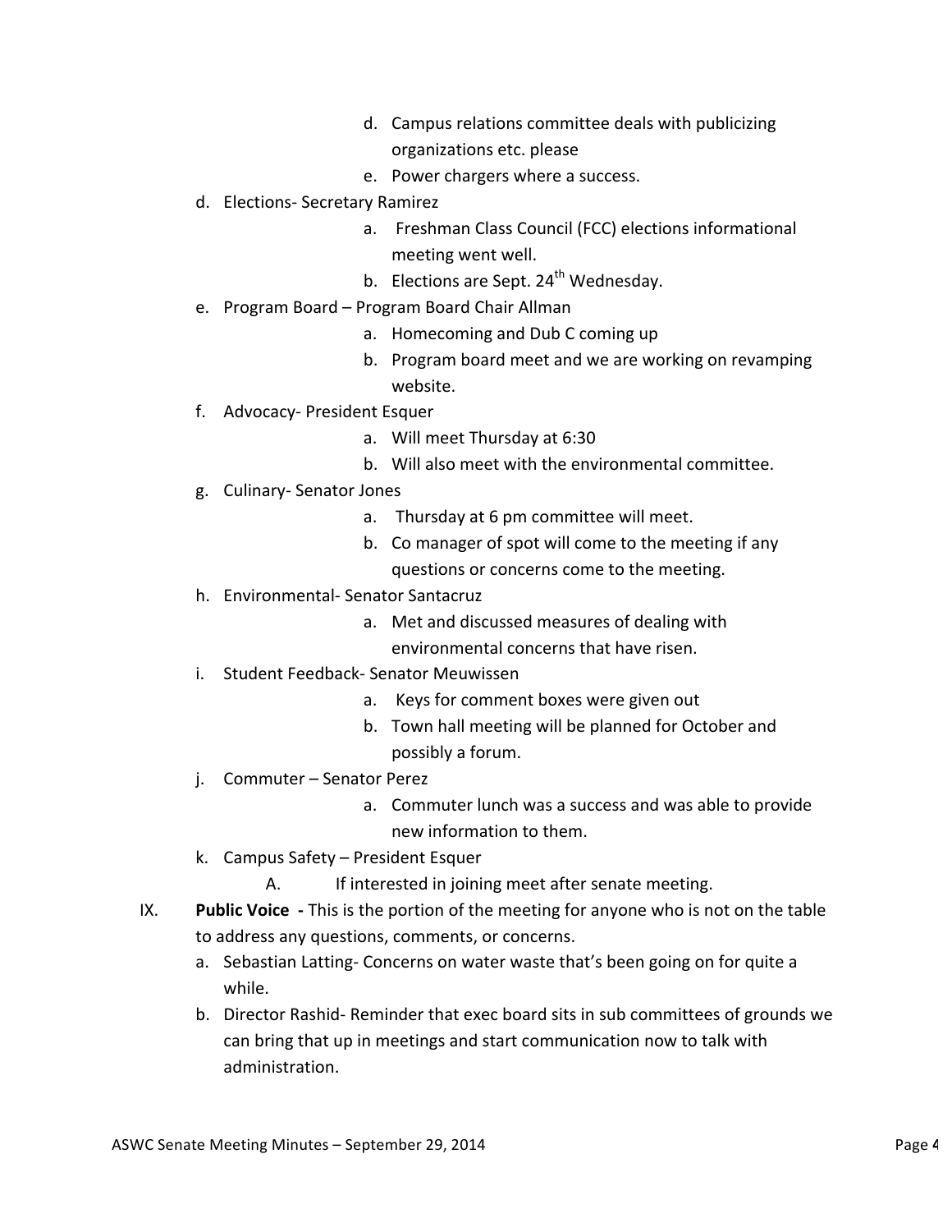- d. Campus relations committee deals with publicizing organizations etc. please
- e. Power chargers where a success.

d. Elections- Secretary Ramirez

- a. Freshman Class Council (FCC) elections informational meeting went well.
- b. Elections are Sept. 24th Wednesday.

e. Program Board – Program Board Chair Allman

- a. Homecoming and Dub C coming up
- b. Program board meet and we are working on revamping website.

f. Advocacy- President Esquer

- a. Will meet Thursday at 6:30
- b. Will also meet with the environmental committee.

g. Culinary- Senator Jones

- a. Thursday at 6 pm committee will meet.
- b. Co manager of spot will come to the meeting if any questions or concerns come to the meeting.

h. Environmental- Senator Santacruz

- a. Met and discussed measures of dealing with environmental concerns that have risen.

i. Student Feedback- Senator Meuwissen

- a. Keys for comment boxes were given out
- b. Town hall meeting will be planned for October and possibly a forum.

j. Commuter – Senator Perez

- a. Commuter lunch was a success and was able to provide new information to them.

k. Campus Safety – President Esquer

- A. If interested in joining meet after senate meeting.

IX. **Public Voice -** This is the portion of the meeting for anyone who is not on the table to address any questions, comments, or concerns.

- a. Sebastian Latting- Concerns on water waste that's been going on for quite a while.
- b. Director Rashid- Reminder that exec board sits in sub committees of grounds we can bring that up in meetings and start communication now to talk with administration.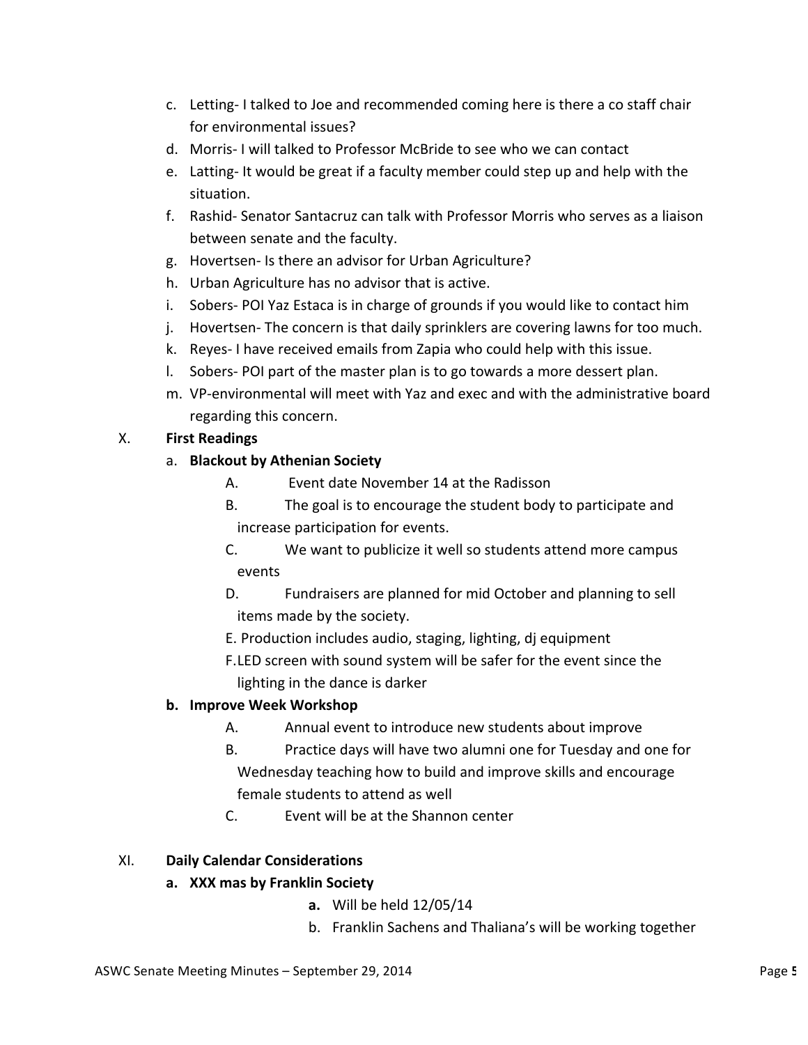c. Letting- I talked to Joe and recommended coming here is there a co staff chair for environmental issues?
d. Morris- I will talked to Professor McBride to see who we can contact
e. Latting- It would be great if a faculty member could step up and help with the situation.
f. Rashid- Senator Santacruz can talk with Professor Morris who serves as a liaison between senate and the faculty.
g. Hovertsen- Is there an advisor for Urban Agriculture?
h. Urban Agriculture has no advisor that is active.
i. Sobers- POI Yaz Estaca is in charge of grounds if you would like to contact him
j. Hovertsen- The concern is that daily sprinklers are covering lawns for too much.
k. Reyes- I have received emails from Zapia who could help with this issue.
l. Sobers- POI part of the master plan is to go towards a more dessert plan.
m. VP-environmental will meet with Yaz and exec and with the administrative board regarding this concern.

X. **First Readings**

a. **Blackout by Athenian Society**

A. Event date November 14 at the Radisson

B. The goal is to encourage the student body to participate and increase participation for events.

C. We want to publicize it well so students attend more campus events

D. Fundraisers are planned for mid October and planning to sell items made by the society.

E. Production includes audio, staging, lighting, dj equipment

F. LED screen with sound system will be safer for the event since the lighting in the dance is darker

b. **Improve Week Workshop**

A. Annual event to introduce new students about improve

B. Practice days will have two alumni one for Tuesday and one for Wednesday teaching how to build and improve skills and encourage female students to attend as well

C. Event will be at the Shannon center

XI. **Daily Calendar Considerations**

a. **XXX mas by Franklin Society**

**a.** Will be held 12/05/14

b. Franklin Sachens and Thaliana's will be working together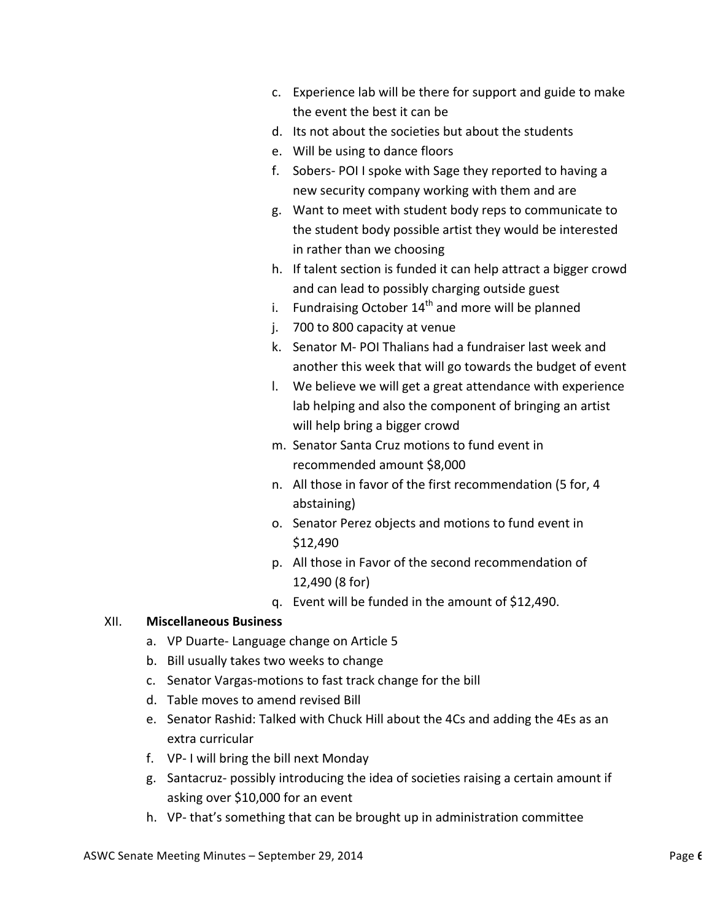c. Experience lab will be there for support and guide to make the event the best it can be
d. Its not about the societies but about the students
e. Will be using to dance floors
f. Sobers- POI I spoke with Sage they reported to having a new security company working with them and are
g. Want to meet with student body reps to communicate to the student body possible artist they would be interested in rather than we choosing
h. If talent section is funded it can help attract a bigger crowd and can lead to possibly charging outside guest
i. Fundraising October 14th and more will be planned
j. 700 to 800 capacity at venue
k. Senator M- POI Thalians had a fundraiser last week and another this week that will go towards the budget of event
l. We believe we will get a great attendance with experience lab helping and also the component of bringing an artist will help bring a bigger crowd
m. Senator Santa Cruz motions to fund event in recommended amount $8,000
n. All those in favor of the first recommendation (5 for, 4 abstaining)
o. Senator Perez objects and motions to fund event in $12,490
p. All those in Favor of the second recommendation of 12,490 (8 for)
q. Event will be funded in the amount of $12,490.

XII. **Miscellaneous Business**

a. VP Duarte- Language change on Article 5
b. Bill usually takes two weeks to change
c. Senator Vargas-motions to fast track change for the bill
d. Table moves to amend revised Bill
e. Senator Rashid: Talked with Chuck Hill about the 4Cs and adding the 4Es as an extra curricular
f. VP- I will bring the bill next Monday
g. Santacruz- possibly introducing the idea of societies raising a certain amount if asking over $10,000 for an event
h. VP- that's something that can be brought up in administration committee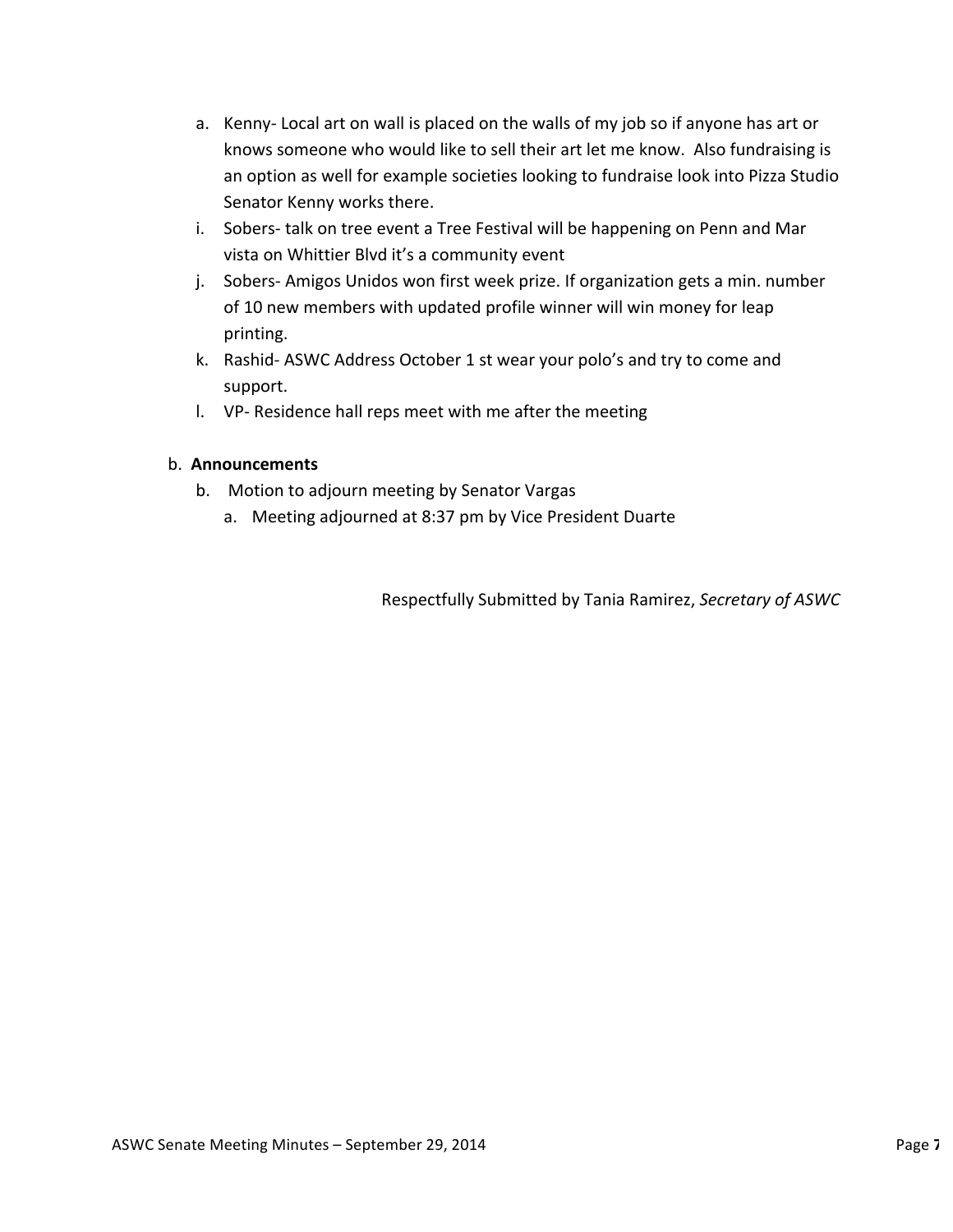a. Kenny- Local art on wall is placed on the walls of my job so if anyone has art or knows someone who would like to sell their art let me know. Also fundraising is an option as well for example societies looking to fundraise look into Pizza Studio Senator Kenny works there.

i. Sobers- talk on tree event a Tree Festival will be happening on Penn and Mar vista on Whittier Blvd it's a community event

j. Sobers- Amigos Unidos won first week prize. If organization gets a min. number of 10 new members with updated profile winner will win money for leap printing.

k. Rashid- ASWC Address October 1 st wear your polo's and try to come and support.

l. VP- Residence hall reps meet with me after the meeting

b. **Announcements**

b. Motion to adjourn meeting by Senator Vargas

a. Meeting adjourned at 8:37 pm by Vice President Duarte

Respectfully Submitted by Tania Ramirez, *Secretary of ASWC*